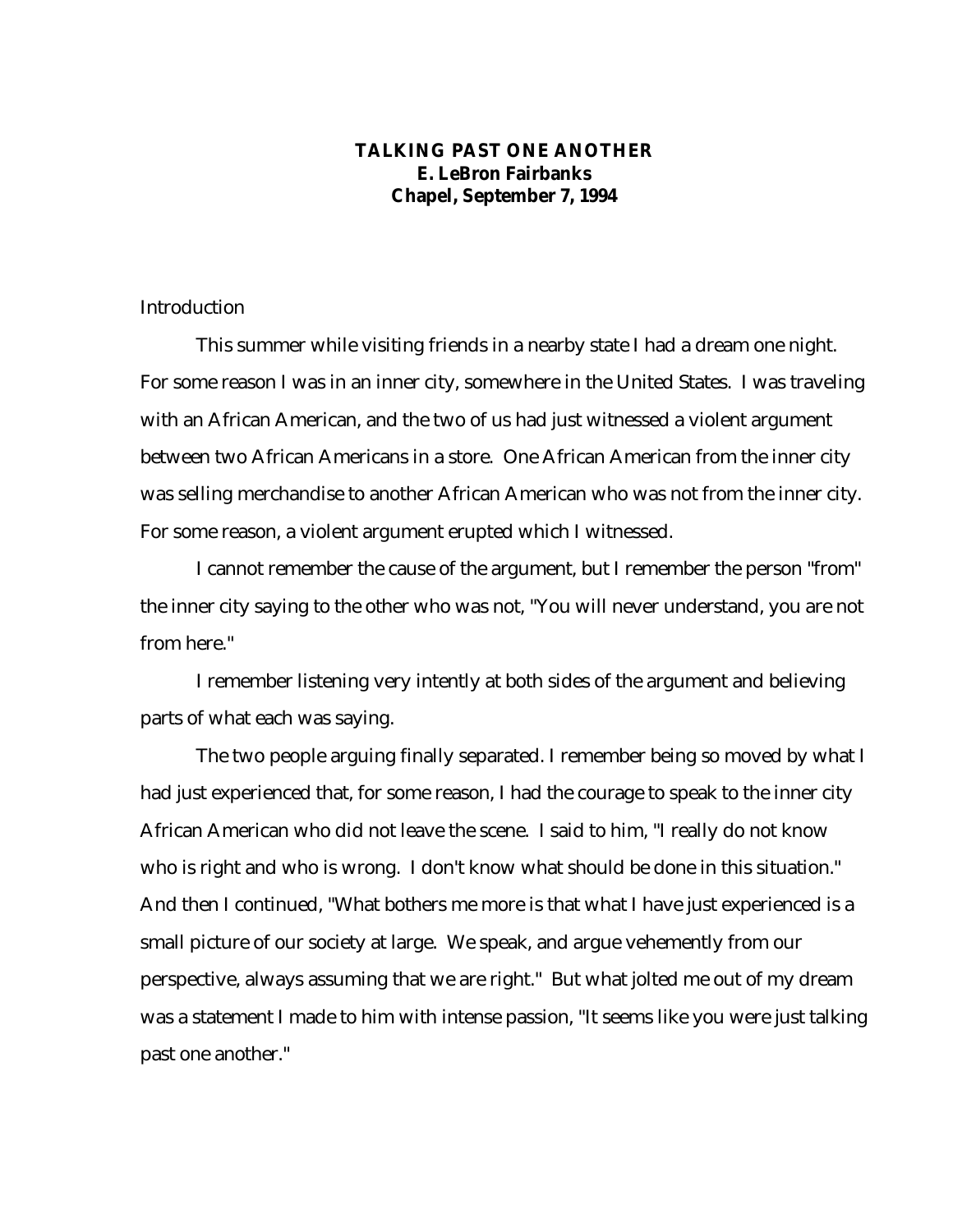# TALKING PAST ONE ANOTHER

**E. LeBron Fairbanks**
**Chapel, September 7, 1994**

## Introduction

This summer while visiting friends in a nearby state I had a dream one night. For some reason I was in an inner city, somewhere in the United States. I was traveling with an African American, and the two of us had just witnessed a violent argument between two African Americans in a store. One African American from the inner city was selling merchandise to another African American who was not from the inner city. For some reason, a violent argument erupted which I witnessed.

I cannot remember the cause of the argument, but I remember the person "from" the inner city saying to the other who was not, "You will never understand, you are not from here."

I remember listening very intently at both sides of the argument and believing parts of what each was saying.

The two people arguing finally separated. I remember being so moved by what I had just experienced that, for some reason, I had the courage to speak to the inner city African American who did not leave the scene. I said to him, "I really do not know who is right and who is wrong. I don't know what should be done in this situation." And then I continued, "What bothers me more is that what I have just experienced is a small picture of our society at large. We speak, and argue vehemently from our perspective, always assuming that we are right." But what jolted me out of my dream was a statement I made to him with intense passion, "It seems like you were just talking past one another."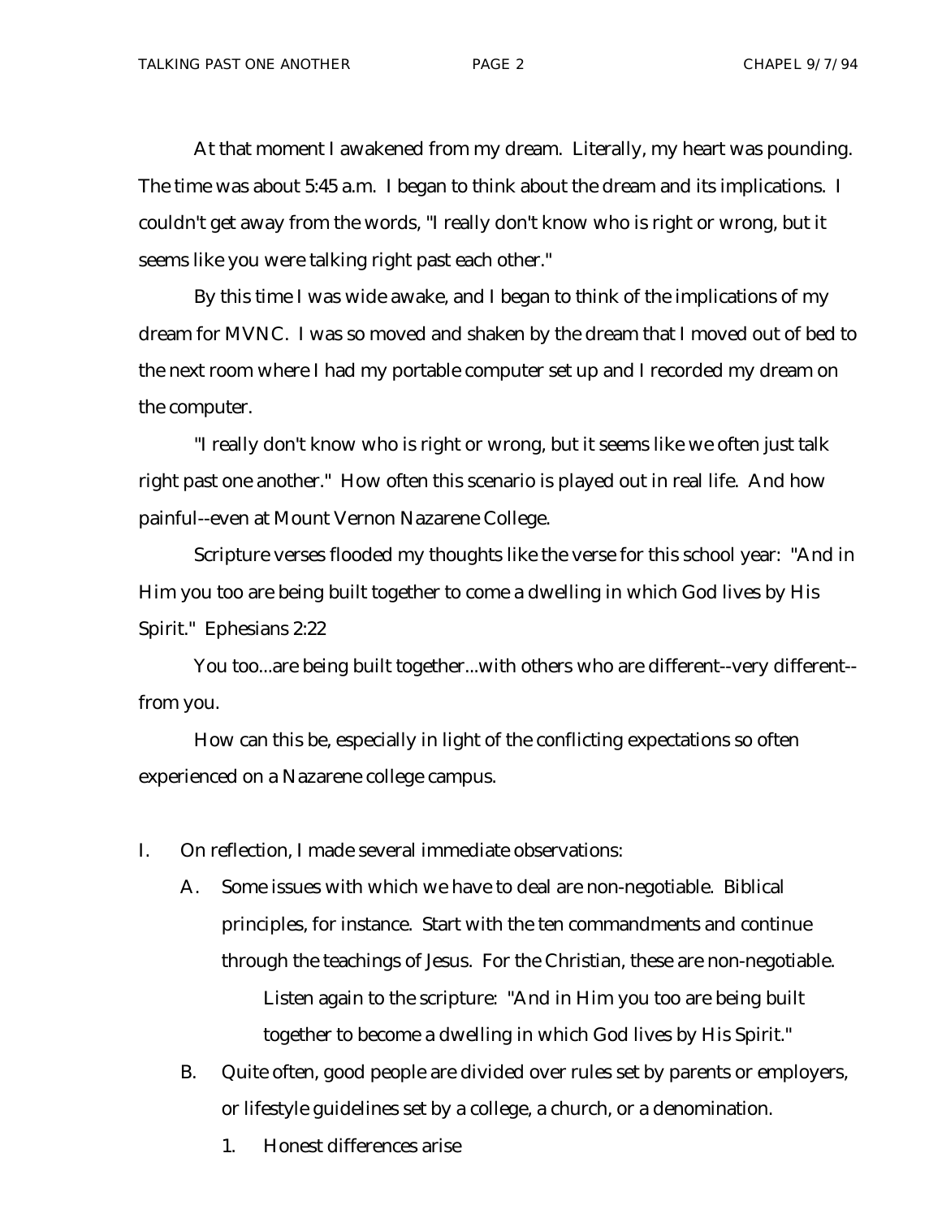At that moment I awakened from my dream. Literally, my heart was pounding. The time was about 5:45 a.m. I began to think about the dream and its implications. I couldn't get away from the words, "I really don't know who is right or wrong, but it seems like you were talking right past each other."

By this time I was wide awake, and I began to think of the implications of my dream for MVNC. I was so moved and shaken by the dream that I moved out of bed to the next room where I had my portable computer set up and I recorded my dream on the computer.

"I really don't know who is right or wrong, but it seems like we often just talk right past one another." How often this scenario is played out in real life. And how painful--even at Mount Vernon Nazarene College.

Scripture verses flooded my thoughts like the verse for this school year: "And in Him you too are being built together to come a dwelling in which God lives by His Spirit." Ephesians 2:22

You too...are being built together...with others who are different--very different--from you.

How can this be, especially in light of the conflicting expectations so often experienced on a Nazarene college campus.

I. On reflection, I made several immediate observations:

   A. Some issues with which we have to deal are non-negotiable. Biblical principles, for instance. Start with the ten commandments and continue through the teachings of Jesus. For the Christian, these are non-negotiable.

      Listen again to the scripture: "And in Him you too are being built together to become a dwelling in which God lives by His Spirit."

   B. Quite often, good people are divided over rules set by parents or employers, or lifestyle guidelines set by a college, a church, or a denomination.

      1. Honest differences arise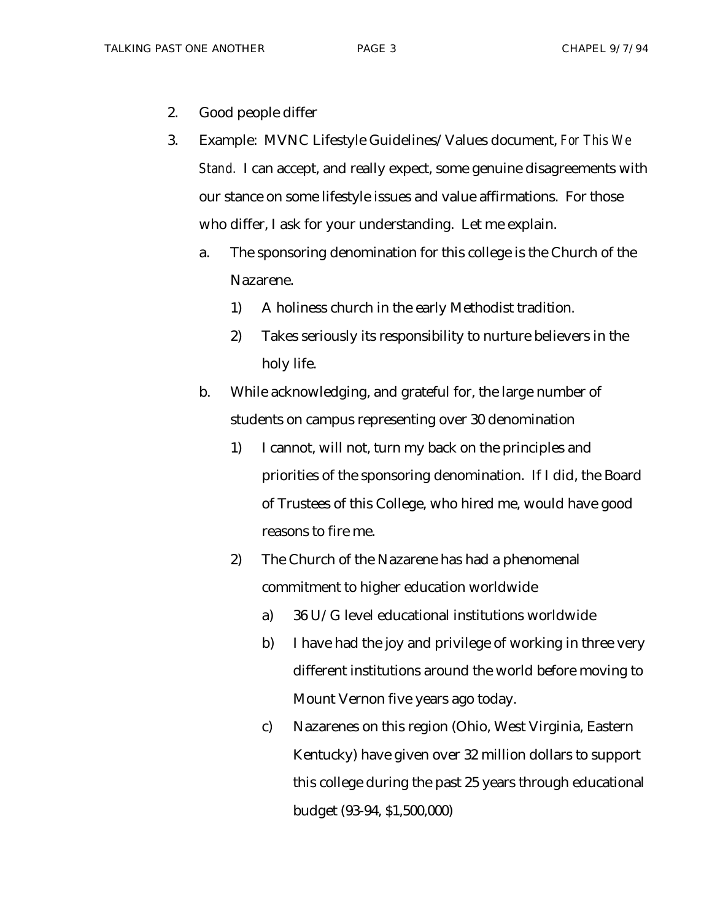2. Good people differ

3. Example: MVNC Lifestyle Guidelines/Values document, *For This We Stand*. I can accept, and really expect, some genuine disagreements with our stance on some lifestyle issues and value affirmations. For those who differ, I ask for your understanding. Let me explain.

    a. The sponsoring denomination for this college is the Church of the Nazarene.

        1) A holiness church in the early Methodist tradition.

        2) Takes seriously its responsibility to nurture believers in the holy life.

    b. While acknowledging, and grateful for, the large number of students on campus representing over 30 denomination

        1) I cannot, will not, turn my back on the principles and priorities of the sponsoring denomination. If I did, the Board of Trustees of this College, who hired me, would have good reasons to fire me.

        2) The Church of the Nazarene has had a phenomenal commitment to higher education worldwide

            a) 36 U/G level educational institutions worldwide

            b) I have had the joy and privilege of working in three very different institutions around the world before moving to Mount Vernon five years ago today.

            c) Nazarenes on this region (Ohio, West Virginia, Eastern Kentucky) have given over 32 million dollars to support this college during the past 25 years through educational budget (93-94, $1,500,000)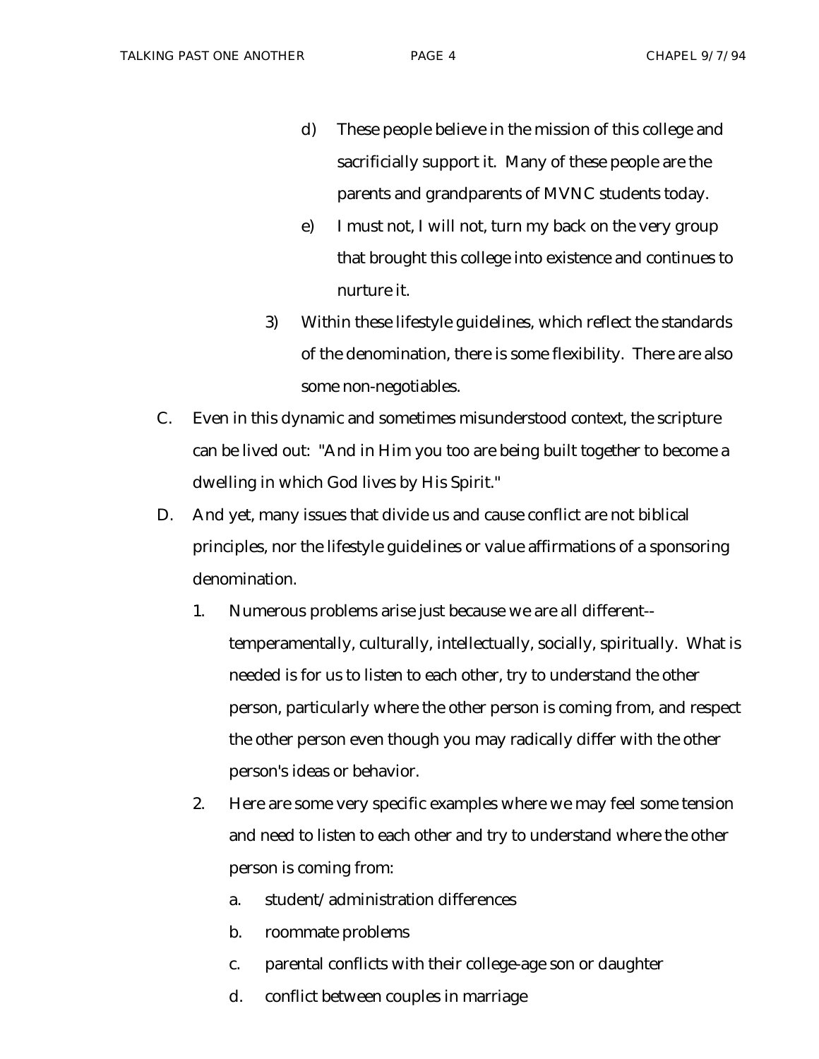d) These people believe in the mission of this college and sacrificially support it. Many of these people are the parents and grandparents of MVNC students today.

e) I must not, I will not, turn my back on the very group that brought this college into existence and continues to nurture it.

3) Within these lifestyle guidelines, which reflect the standards of the denomination, there is some flexibility. There are also some non-negotiables.

C. Even in this dynamic and sometimes misunderstood context, the scripture can be lived out: "And in Him you too are being built together to become a dwelling in which God lives by His Spirit."

D. And yet, many issues that divide us and cause conflict are not biblical principles, nor the lifestyle guidelines or value affirmations of a sponsoring denomination.

1. Numerous problems arise just because we are all different--temperamentally, culturally, intellectually, socially, spiritually. What is needed is for us to listen to each other, try to understand the other person, particularly where the other person is coming from, and respect the other person even though you may radically differ with the other person's ideas or behavior.

2. Here are some very specific examples where we may feel some tension and need to listen to each other and try to understand where the other person is coming from:

   a. student/administration differences

   b. roommate problems

   c. parental conflicts with their college-age son or daughter

   d. conflict between couples in marriage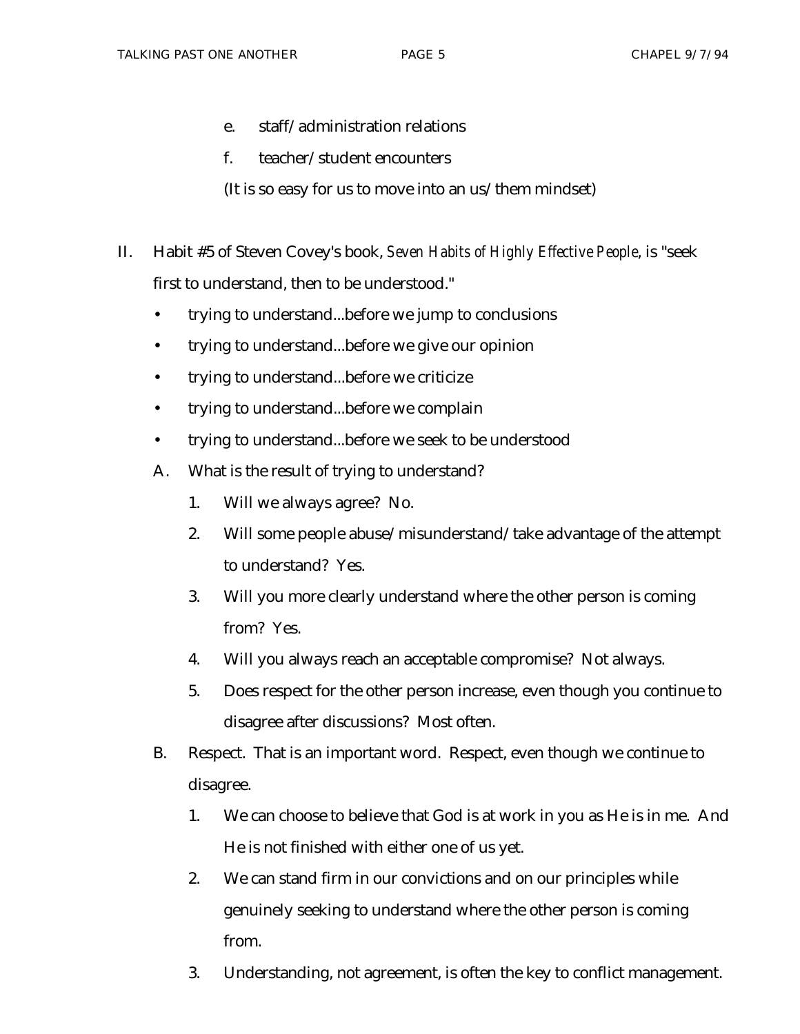e. staff/administration relations

   f. teacher/student encounters

   (It is so easy for us to move into an us/them mindset)

II. Habit #5 of Steven Covey's book, *Seven Habits of Highly Effective People*, is "seek first to understand, then to be understood."

- trying to understand...before we jump to conclusions
- trying to understand...before we give our opinion
- trying to understand...before we criticize
- trying to understand...before we complain
- trying to understand...before we seek to be understood

   A. What is the result of trying to understand?

      1. Will we always agree? No.
      2. Will some people abuse/misunderstand/take advantage of the attempt to understand? Yes.
      3. Will you more clearly understand where the other person is coming from? Yes.
      4. Will you always reach an acceptable compromise? Not always.
      5. Does respect for the other person increase, even though you continue to disagree after discussions? Most often.

   B. Respect. That is an important word. Respect, even though we continue to disagree.

      1. We can choose to believe that God is at work in you as He is in me. And He is not finished with either one of us yet.
      2. We can stand firm in our convictions and on our principles while genuinely seeking to understand where the other person is coming from.
      3. Understanding, not agreement, is often the key to conflict management.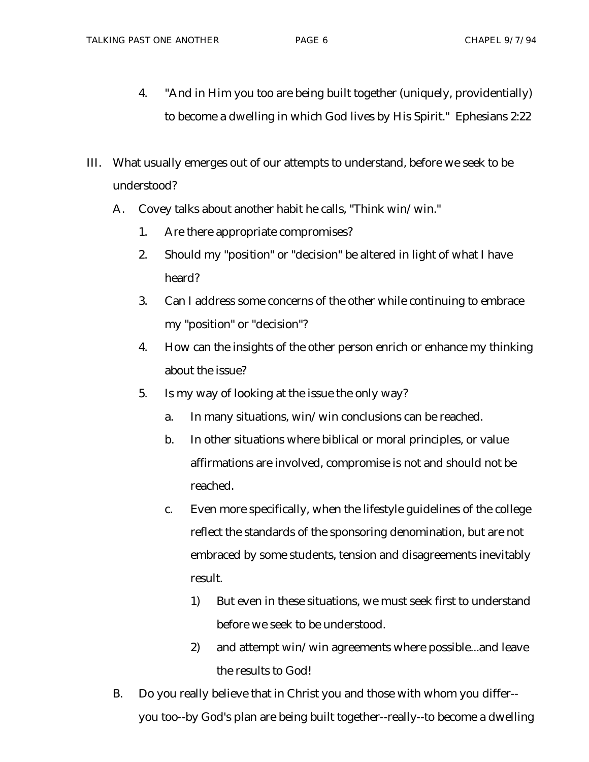4. "And in Him you too are being built together (uniquely, providentially) to become a dwelling in which God lives by His Spirit." Ephesians 2:22

III. What usually emerges out of our attempts to understand, before we seek to be understood?

   A. Covey talks about another habit he calls, "Think win/win."

      1. Are there appropriate compromises?
      2. Should my "position" or "decision" be altered in light of what I have heard?
      3. Can I address some concerns of the other while continuing to embrace my "position" or "decision"?
      4. How can the insights of the other person enrich or enhance my thinking about the issue?
      5. Is my way of looking at the issue the only way?

         a. In many situations, win/win conclusions can be reached.

         b. In other situations where biblical or moral principles, or value affirmations are involved, compromise is not and should not be reached.

         c. Even more specifically, when the lifestyle guidelines of the college reflect the standards of the sponsoring denomination, but are not embraced by some students, tension and disagreements inevitably result.

            1) But even in these situations, we must seek first to understand before we seek to be understood.

            2) and attempt win/win agreements where possible...and leave the results to God!

   B. Do you really believe that in Christ you and those with whom you differ--you too--by God's plan are being built together--really--to become a dwelling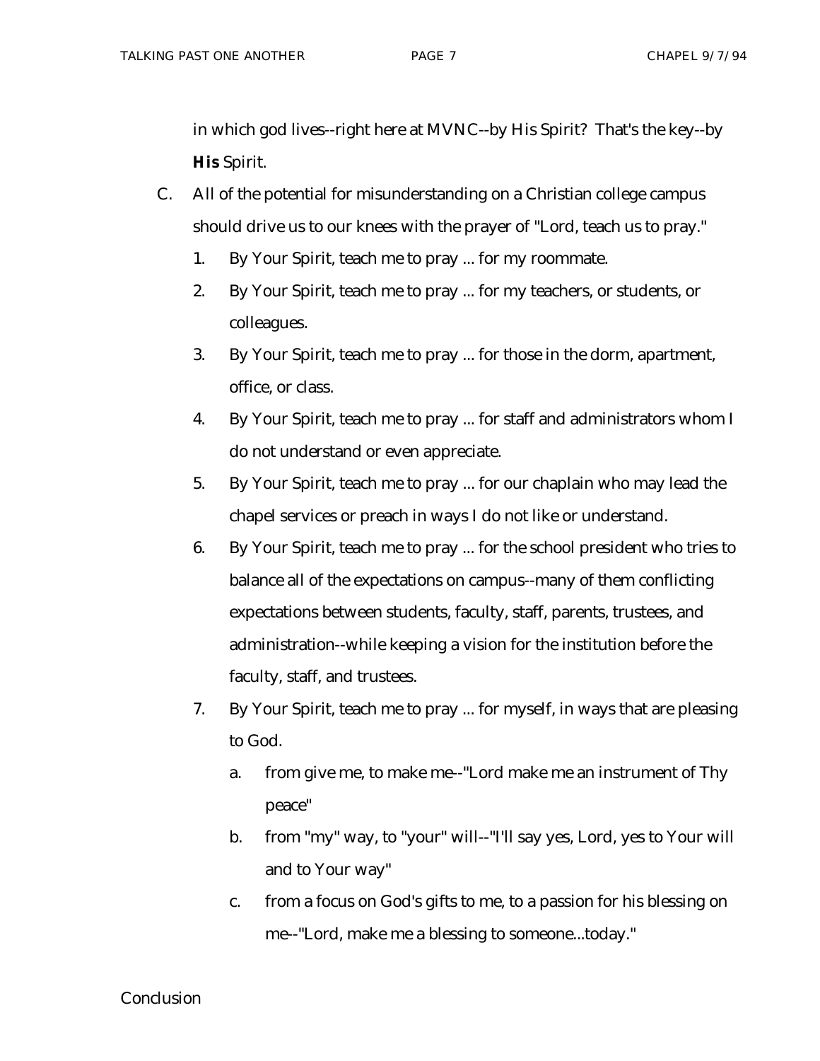in which god lives--right here at MVNC--by His Spirit? That's the key--by **His** Spirit.

C. All of the potential for misunderstanding on a Christian college campus should drive us to our knees with the prayer of "Lord, teach us to pray."

   1. By Your Spirit, teach me to pray ... for my roommate.
   2. By Your Spirit, teach me to pray ... for my teachers, or students, or colleagues.
   3. By Your Spirit, teach me to pray ... for those in the dorm, apartment, office, or class.
   4. By Your Spirit, teach me to pray ... for staff and administrators whom I do not understand or even appreciate.
   5. By Your Spirit, teach me to pray ... for our chaplain who may lead the chapel services or preach in ways I do not like or understand.
   6. By Your Spirit, teach me to pray ... for the school president who tries to balance all of the expectations on campus--many of them conflicting expectations between students, faculty, staff, parents, trustees, and administration--while keeping a vision for the institution before the faculty, staff, and trustees.
   7. By Your Spirit, teach me to pray ... for myself, in ways that are pleasing to God.
      a. from give me, to make me--"Lord make me an instrument of Thy peace"
      b. from "my" way, to "your" will--"I'll say yes, Lord, yes to Your will and to Your way"
      c. from a focus on God's gifts to me, to a passion for his blessing on me--"Lord, make me a blessing to someone...today."

Conclusion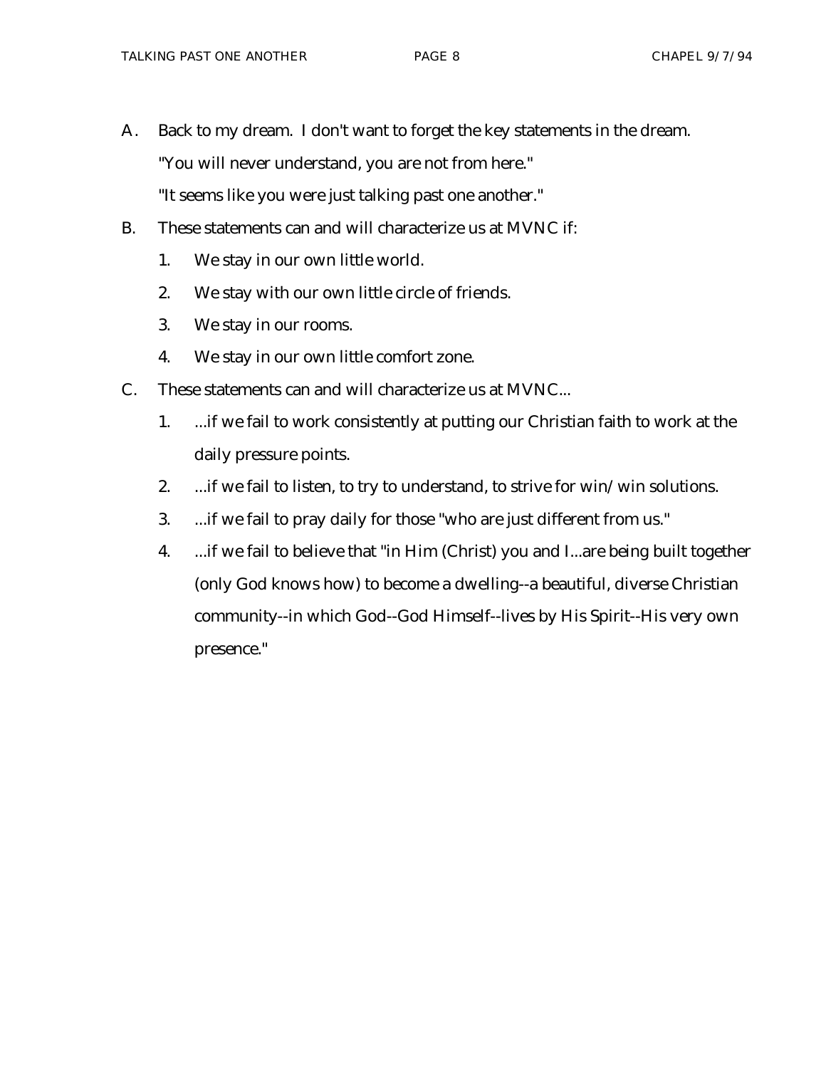A. Back to my dream. I don't want to forget the key statements in the dream.

"You will never understand, you are not from here."

"It seems like you were just talking past one another."

B. These statements can and will characterize us at MVNC if:

1. We stay in our own little world.
2. We stay with our own little circle of friends.
3. We stay in our rooms.
4. We stay in our own little comfort zone.

C. These statements can and will characterize us at MVNC...

1. ...if we fail to work consistently at putting our Christian faith to work at the daily pressure points.
2. ...if we fail to listen, to try to understand, to strive for win/win solutions.
3. ...if we fail to pray daily for those "who are just different from us."
4. ...if we fail to believe that "in Him (Christ) you and I...are being built together (only God knows how) to become a dwelling--a beautiful, diverse Christian community--in which God--God Himself--lives by His Spirit--His very own presence."